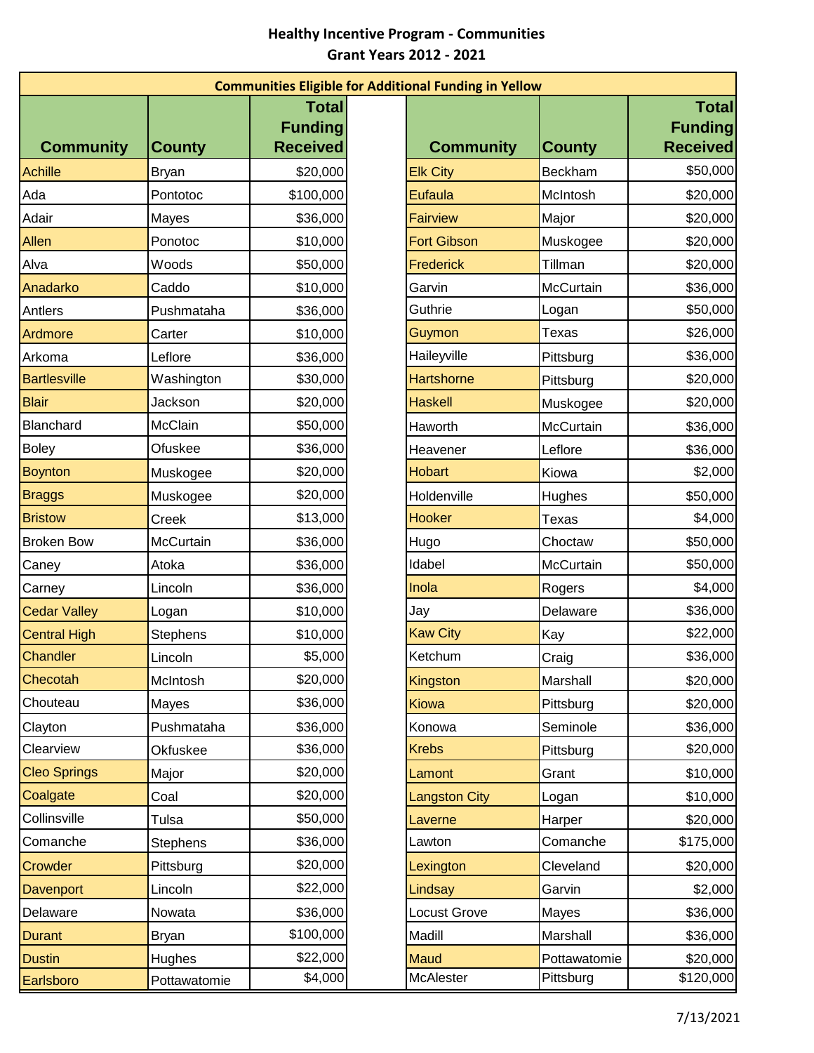# Healthy Incentive Program - Communities
## Grant Years 2012 - 2021

**Communities Eligible for Additional Funding in Yellow**

| Community | County | Total Funding Received |
|---|---|---|
| Achille | Bryan | $20,000 |
| Ada | Pontotoc | $100,000 |
| Adair | Mayes | $36,000 |
| Allen | Ponotoc | $10,000 |
| Alva | Woods | $50,000 |
| Anadarko | Caddo | $10,000 |
| Antlers | Pushmataha | $36,000 |
| Ardmore | Carter | $10,000 |
| Arkoma | Leflore | $36,000 |
| Bartlesville | Washington | $30,000 |
| Blair | Jackson | $20,000 |
| Blanchard | McClain | $50,000 |
| Boley | Ofuskee | $36,000 |
| Boynton | Muskogee | $20,000 |
| Braggs | Muskogee | $20,000 |
| Bristow | Creek | $13,000 |
| Broken Bow | McCurtain | $36,000 |
| Caney | Atoka | $36,000 |
| Carney | Lincoln | $36,000 |
| Cedar Valley | Logan | $10,000 |
| Central High | Stephens | $10,000 |
| Chandler | Lincoln | $5,000 |
| Checotah | McIntosh | $20,000 |
| Chouteau | Mayes | $36,000 |
| Clayton | Pushmataha | $36,000 |
| Clearview | Okfuskee | $36,000 |
| Cleo Springs | Major | $20,000 |
| Coalgate | Coal | $20,000 |
| Collinsville | Tulsa | $50,000 |
| Comanche | Stephens | $36,000 |
| Crowder | Pittsburg | $20,000 |
| Davenport | Lincoln | $22,000 |
| Delaware | Nowata | $36,000 |
| Durant | Bryan | $100,000 |
| Dustin | Hughes | $22,000 |
| Earlsboro | Pottawatomie | $4,000 |
| Elk City | Beckham | $50,000 |
| Eufaula | McIntosh | $20,000 |
| Fairview | Major | $20,000 |
| Fort Gibson | Muskogee | $20,000 |
| Frederick | Tillman | $20,000 |
| Garvin | McCurtain | $36,000 |
| Guthrie | Logan | $50,000 |
| Guymon | Texas | $26,000 |
| Haileyville | Pittsburg | $36,000 |
| Hartshorne | Pittsburg | $20,000 |
| Haskell | Muskogee | $20,000 |
| Haworth | McCurtain | $36,000 |
| Heavener | Leflore | $36,000 |
| Hobart | Kiowa | $2,000 |
| Holdenville | Hughes | $50,000 |
| Hooker | Texas | $4,000 |
| Hugo | Choctaw | $50,000 |
| Idabel | McCurtain | $50,000 |
| Inola | Rogers | $4,000 |
| Jay | Delaware | $36,000 |
| Kaw City | Kay | $22,000 |
| Ketchum | Craig | $36,000 |
| Kingston | Marshall | $20,000 |
| Kiowa | Pittsburg | $20,000 |
| Konowa | Seminole | $36,000 |
| Krebs | Pittsburg | $20,000 |
| Lamont | Grant | $10,000 |
| Langston City | Logan | $10,000 |
| Laverne | Harper | $20,000 |
| Lawton | Comanche | $175,000 |
| Lexington | Cleveland | $20,000 |
| Lindsay | Garvin | $2,000 |
| Locust Grove | Mayes | $36,000 |
| Madill | Marshall | $36,000 |
| Maud | Pottawatomie | $20,000 |
| McAlester | Pittsburg | $120,000 |

7/13/2021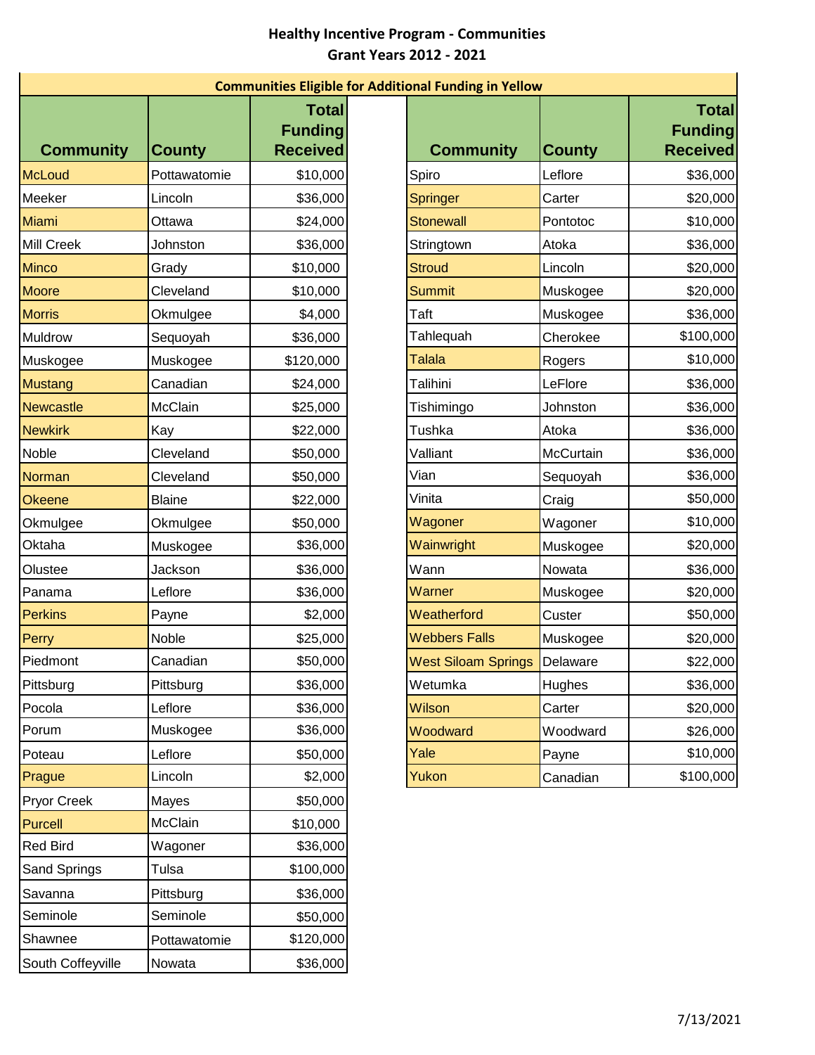# Healthy Incentive Program - Communities
## Grant Years 2012 - 2021

**Communities Eligible for Additional Funding in Yellow**

| Community | County | Total Funding Received |
|---|---|---|
| McLoud | Pottawatomie | $10,000 |
| Meeker | Lincoln | $36,000 |
| Miami | Ottawa | $24,000 |
| Mill Creek | Johnston | $36,000 |
| Minco | Grady | $10,000 |
| Moore | Cleveland | $10,000 |
| Morris | Okmulgee | $4,000 |
| Muldrow | Sequoyah | $36,000 |
| Muskogee | Muskogee | $120,000 |
| Mustang | Canadian | $24,000 |
| Newcastle | McClain | $25,000 |
| Newkirk | Kay | $22,000 |
| Noble | Cleveland | $50,000 |
| Norman | Cleveland | $50,000 |
| Okeene | Blaine | $22,000 |
| Okmulgee | Okmulgee | $50,000 |
| Oktaha | Muskogee | $36,000 |
| Olustee | Jackson | $36,000 |
| Panama | Leflore | $36,000 |
| Perkins | Payne | $2,000 |
| Perry | Noble | $25,000 |
| Piedmont | Canadian | $50,000 |
| Pittsburg | Pittsburg | $36,000 |
| Pocola | Leflore | $36,000 |
| Porum | Muskogee | $36,000 |
| Poteau | Leflore | $50,000 |
| Prague | Lincoln | $2,000 |
| Pryor Creek | Mayes | $50,000 |
| Purcell | McClain | $10,000 |
| Red Bird | Wagoner | $36,000 |
| Sand Springs | Tulsa | $100,000 |
| Savanna | Pittsburg | $36,000 |
| Seminole | Seminole | $50,000 |
| Shawnee | Pottawatomie | $120,000 |
| South Coffeyville | Nowata | $36,000 |
| Spiro | Leflore | $36,000 |
| Springer | Carter | $20,000 |
| Stonewall | Pontotoc | $10,000 |
| Stringtown | Atoka | $36,000 |
| Stroud | Lincoln | $20,000 |
| Summit | Muskogee | $20,000 |
| Taft | Muskogee | $36,000 |
| Tahlequah | Cherokee | $100,000 |
| Talala | Rogers | $10,000 |
| Talihini | LeFlore | $36,000 |
| Tishimingo | Johnston | $36,000 |
| Tushka | Atoka | $36,000 |
| Valliant | McCurtain | $36,000 |
| Vian | Sequoyah | $36,000 |
| Vinita | Craig | $50,000 |
| Wagoner | Wagoner | $10,000 |
| Wainwright | Muskogee | $20,000 |
| Wann | Nowata | $36,000 |
| Warner | Muskogee | $20,000 |
| Weatherford | Custer | $50,000 |
| Webbers Falls | Muskogee | $20,000 |
| West Siloam Springs | Delaware | $22,000 |
| Wetumka | Hughes | $36,000 |
| Wilson | Carter | $20,000 |
| Woodward | Woodward | $26,000 |
| Yale | Payne | $10,000 |
| Yukon | Canadian | $100,000 |

7/13/2021